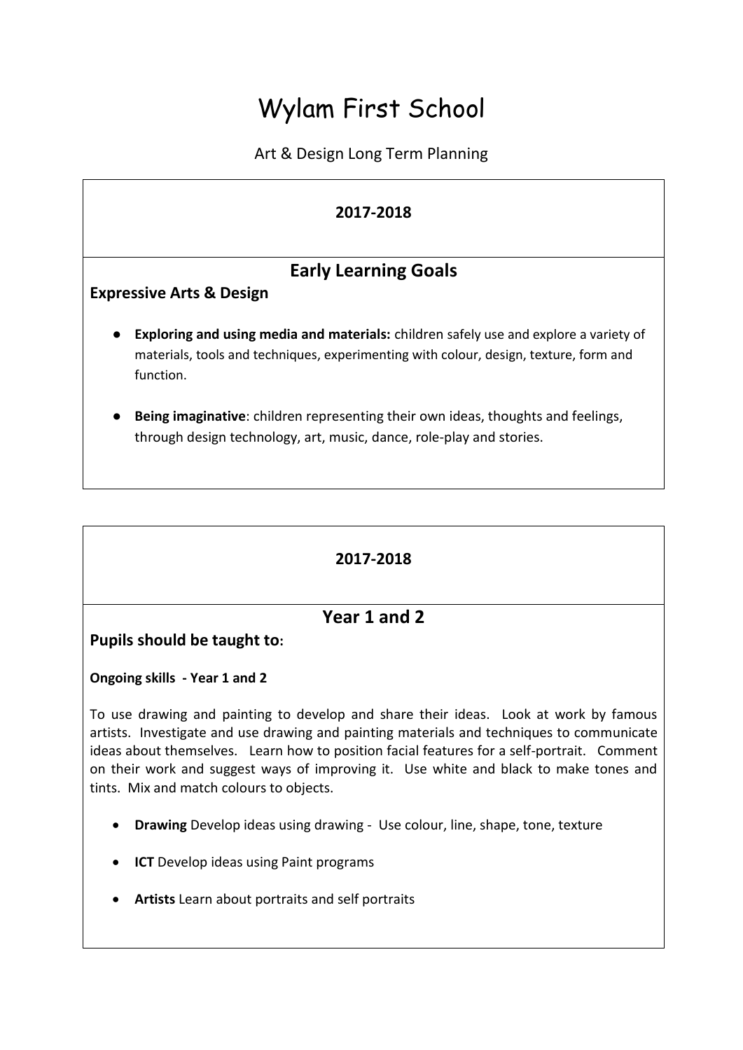# Wylam First School

Art & Design Long Term Planning

**2017-2018**

## Early Learning Goals

**Expressive Arts & Design**

- **Exploring and using media and materials:** children safely use and explore a variety of materials, tools and techniques, experimenting with colour, design, texture, form and function.
- **Being imaginative**: children representing their own ideas, thoughts and feelings, through design technology, art, music, dance, role-play and stories.

**2017-2018**

## Year 1 and 2

**Pupils should be taught to:**

**Ongoing skills - Year 1 and 2**

To use drawing and painting to develop and share their ideas. Look at work by famous artists. Investigate and use drawing and painting materials and techniques to communicate ideas about themselves. Learn how to position facial features for a self-portrait. Comment on their work and suggest ways of improving it. Use white and black to make tones and tints. Mix and match colours to objects.

- **Drawing** Develop ideas using drawing - Use colour, line, shape, tone, texture
- **ICT** Develop ideas using Paint programs
- **Artists** Learn about portraits and self portraits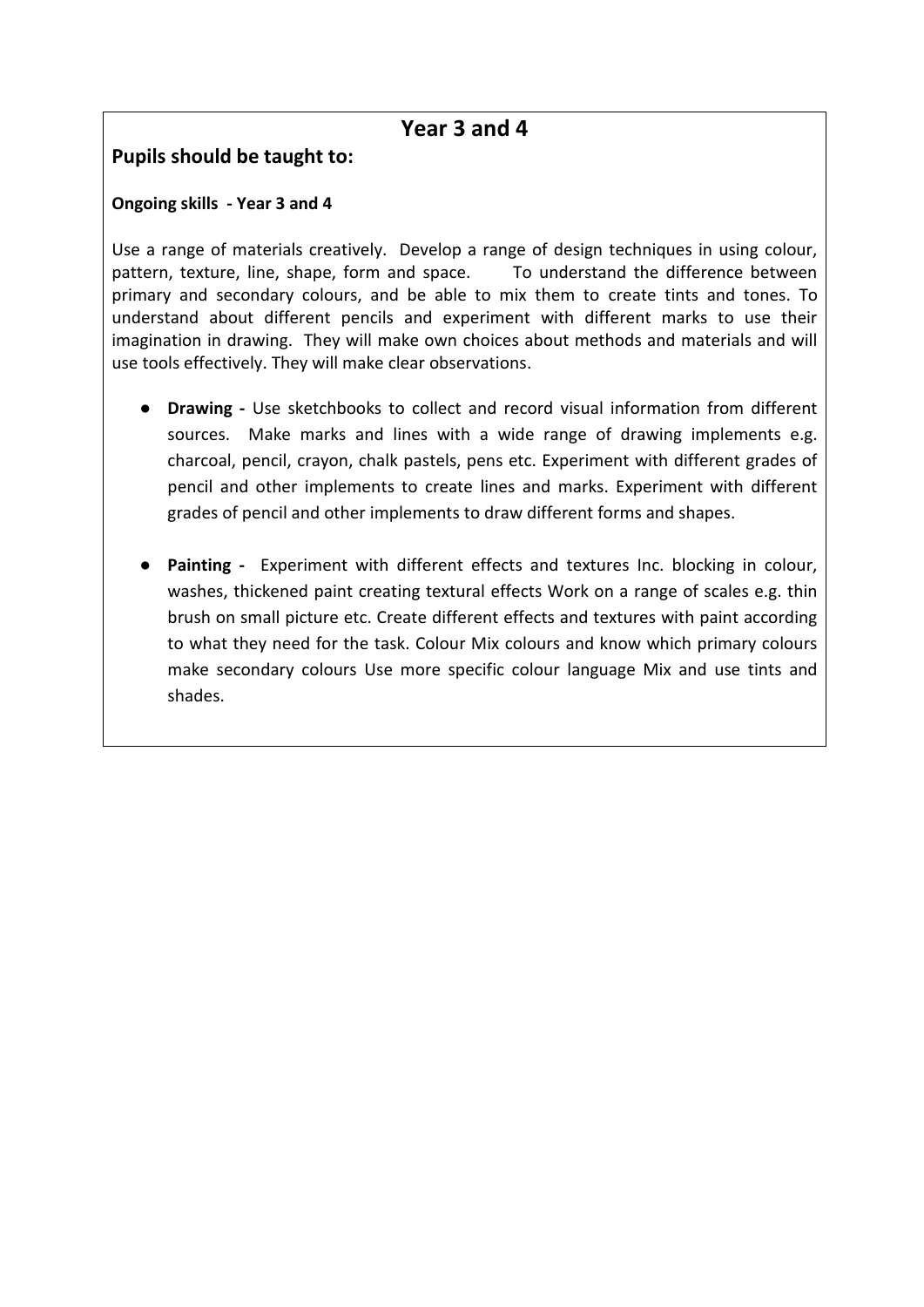## Year 3 and 4

**Pupils should be taught to:**

**Ongoing skills - Year 3 and 4**

Use a range of materials creatively. Develop a range of design techniques in using colour, pattern, texture, line, shape, form and space. To understand the difference between primary and secondary colours, and be able to mix them to create tints and tones. To understand about different pencils and experiment with different marks to use their imagination in drawing. They will make own choices about methods and materials and will use tools effectively. They will make clear observations.

- **Drawing -** Use sketchbooks to collect and record visual information from different sources. Make marks and lines with a wide range of drawing implements e.g. charcoal, pencil, crayon, chalk pastels, pens etc. Experiment with different grades of pencil and other implements to create lines and marks. Experiment with different grades of pencil and other implements to draw different forms and shapes.

- **Painting -** Experiment with different effects and textures Inc. blocking in colour, washes, thickened paint creating textural effects Work on a range of scales e.g. thin brush on small picture etc. Create different effects and textures with paint according to what they need for the task. Colour Mix colours and know which primary colours make secondary colours Use more specific colour language Mix and use tints and shades.